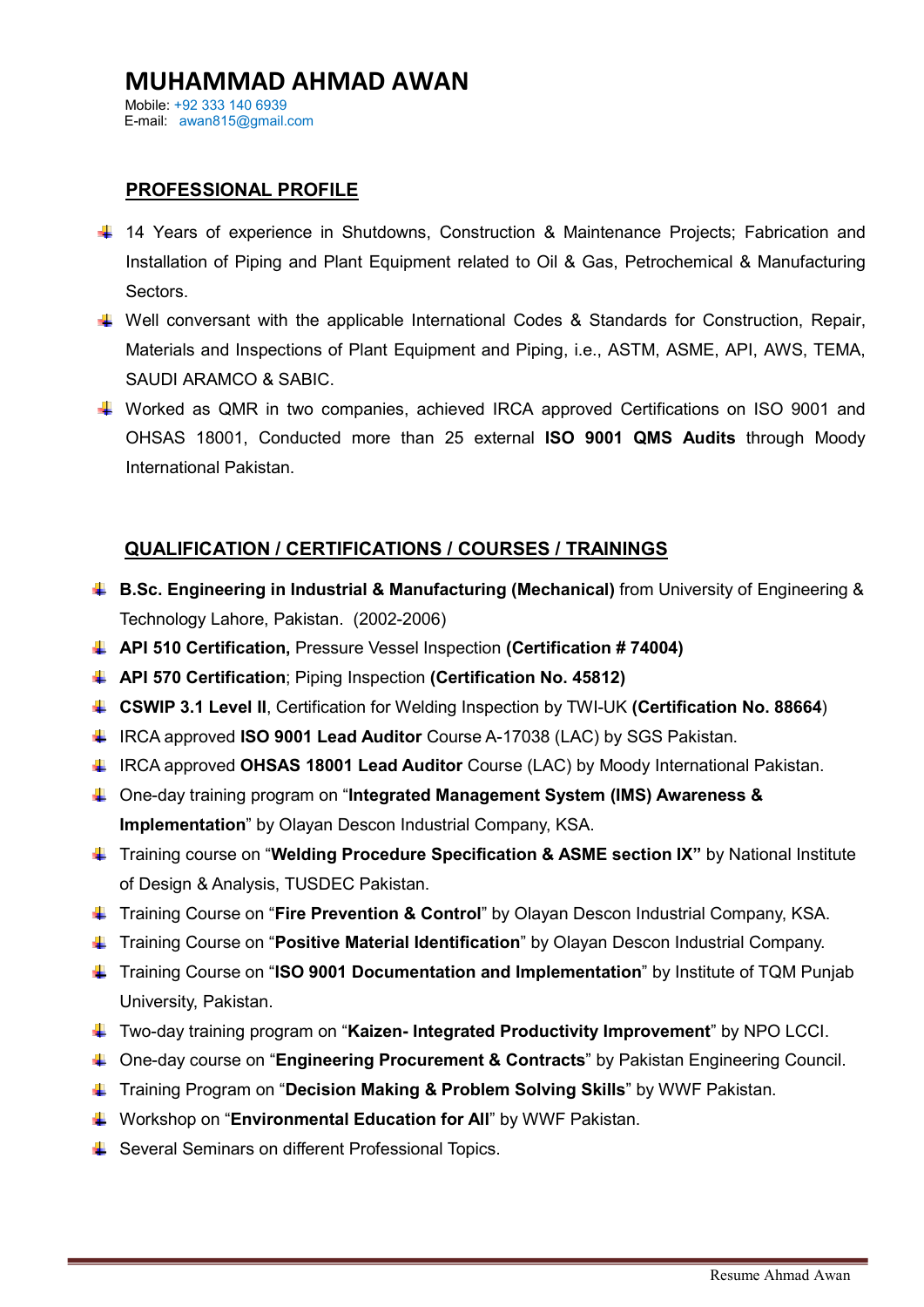# MUHAMMAD AHMAD AWAN

Mobile: +92 333 140 6939
E-mail: awan815@gmail.com

## PROFESSIONAL PROFILE

- 14 Years of experience in Shutdowns, Construction & Maintenance Projects; Fabrication and Installation of Piping and Plant Equipment related to Oil & Gas, Petrochemical & Manufacturing Sectors.
- Well conversant with the applicable International Codes & Standards for Construction, Repair, Materials and Inspections of Plant Equipment and Piping, i.e., ASTM, ASME, API, AWS, TEMA, SAUDI ARAMCO & SABIC.
- Worked as QMR in two companies, achieved IRCA approved Certifications on ISO 9001 and OHSAS 18001, Conducted more than 25 external **ISO 9001 QMS Audits** through Moody International Pakistan.

## QUALIFICATION / CERTIFICATIONS / COURSES / TRAININGS

- **B.Sc. Engineering in Industrial & Manufacturing (Mechanical)** from University of Engineering & Technology Lahore, Pakistan. (2002-2006)
- **API 510 Certification,** Pressure Vessel Inspection **(Certification # 74004)**
- **API 570 Certification**; Piping Inspection **(Certification No. 45812)**
- **CSWIP 3.1 Level II**, Certification for Welding Inspection by TWI-UK **(Certification No. 88664**)
- IRCA approved **ISO 9001 Lead Auditor** Course A-17038 (LAC) by SGS Pakistan.
- IRCA approved **OHSAS 18001 Lead Auditor** Course (LAC) by Moody International Pakistan.
- One-day training program on "**Integrated Management System (IMS) Awareness & Implementation**" by Olayan Descon Industrial Company, KSA.
- Training course on "**Welding Procedure Specification & ASME section IX"** by National Institute of Design & Analysis, TUSDEC Pakistan.
- Training Course on "**Fire Prevention & Control**" by Olayan Descon Industrial Company, KSA.
- Training Course on "**Positive Material Identification**" by Olayan Descon Industrial Company.
- Training Course on "**ISO 9001 Documentation and Implementation**" by Institute of TQM Punjab University, Pakistan.
- Two-day training program on "**Kaizen- Integrated Productivity Improvement**" by NPO LCCI.
- One-day course on "**Engineering Procurement & Contracts**" by Pakistan Engineering Council.
- Training Program on "**Decision Making & Problem Solving Skills**" by WWF Pakistan.
- Workshop on "**Environmental Education for All**" by WWF Pakistan.
- Several Seminars on different Professional Topics.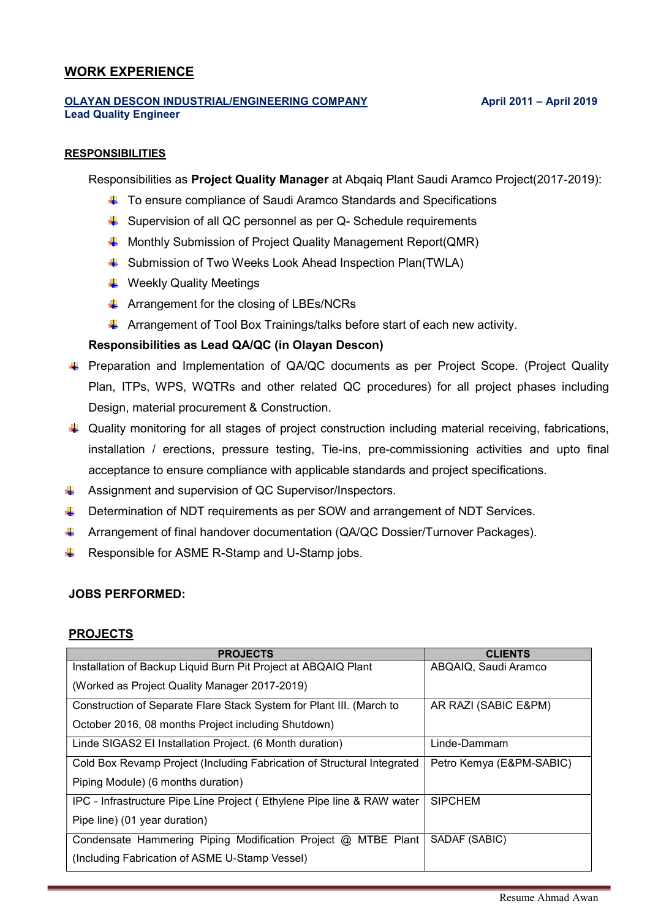## WORK EXPERIENCE

**OLAYAN DESCON INDUSTRIAL/ENGINEERING COMPANY** — **April 2011 – April 2019**
**Lead Quality Engineer**

### RESPONSIBILITIES

Responsibilities as **Project Quality Manager** at Abqaiq Plant Saudi Aramco Project(2017-2019):

- To ensure compliance of Saudi Aramco Standards and Specifications
- Supervision of all QC personnel as per Q- Schedule requirements
- Monthly Submission of Project Quality Management Report(QMR)
- Submission of Two Weeks Look Ahead Inspection Plan(TWLA)
- Weekly Quality Meetings
- Arrangement for the closing of LBEs/NCRs
- Arrangement of Tool Box Trainings/talks before start of each new activity.

**Responsibilities as Lead QA/QC (in Olayan Descon)**

- Preparation and Implementation of QA/QC documents as per Project Scope. (Project Quality Plan, ITPs, WPS, WQTRs and other related QC procedures) for all project phases including Design, material procurement & Construction.
- Quality monitoring for all stages of project construction including material receiving, fabrications, installation / erections, pressure testing, Tie-ins, pre-commissioning activities and upto final acceptance to ensure compliance with applicable standards and project specifications.
- Assignment and supervision of QC Supervisor/Inspectors.
- Determination of NDT requirements as per SOW and arrangement of NDT Services.
- Arrangement of final handover documentation (QA/QC Dossier/Turnover Packages).
- Responsible for ASME R-Stamp and U-Stamp jobs.

**JOBS PERFORMED:**

### PROJECTS

| PROJECTS | CLIENTS |
|---|---|
| Installation of Backup Liquid Burn Pit Project at ABQAIQ Plant (Worked as Project Quality Manager 2017-2019) | ABQAIQ, Saudi Aramco |
| Construction of Separate Flare Stack System for Plant III. (March to October 2016, 08 months Project including Shutdown) | AR RAZI (SABIC E&PM) |
| Linde SIGAS2 EI Installation Project. (6 Month duration) | Linde-Dammam |
| Cold Box Revamp Project (Including Fabrication of Structural Integrated Piping Module) (6 months duration) | Petro Kemya (E&PM-SABIC) |
| IPC - Infrastructure Pipe Line Project ( Ethylene Pipe line & RAW water Pipe line) (01 year duration) | SIPCHEM |
| Condensate Hammering Piping Modification Project @ MTBE Plant (Including Fabrication of ASME U-Stamp Vessel) | SADAF (SABIC) |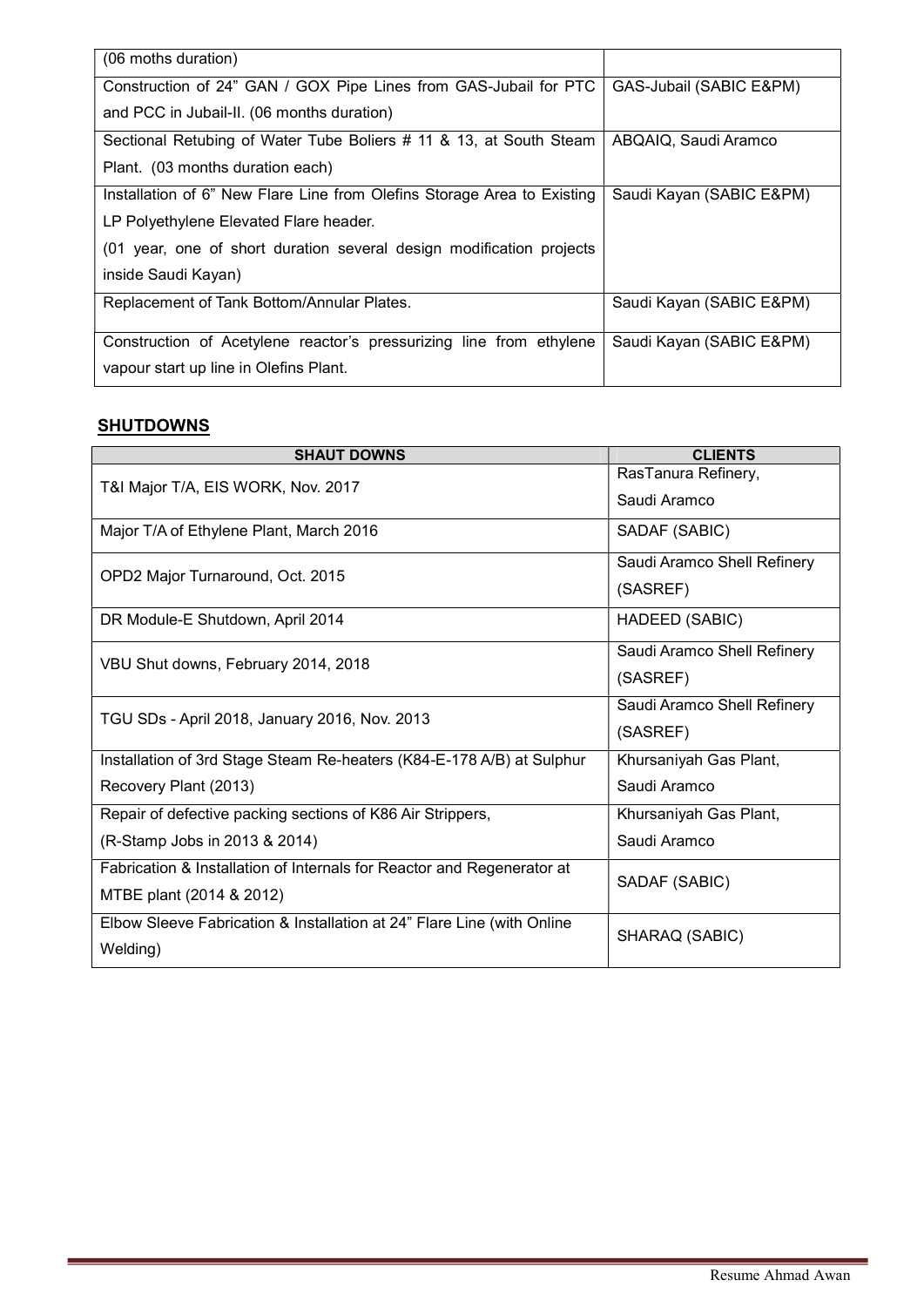| | |
|---|---|
| (06 moths duration) | |
| Construction of 24" GAN / GOX Pipe Lines from GAS-Jubail for PTC and PCC in Jubail-II. (06 months duration) | GAS-Jubail (SABIC E&PM) |
| Sectional Retubing of Water Tube Boliers # 11 & 13, at South Steam Plant. (03 months duration each) | ABQAIQ, Saudi Aramco |
| Installation of 6" New Flare Line from Olefins Storage Area to Existing LP Polyethylene Elevated Flare header.<br>(01 year, one of short duration several design modification projects inside Saudi Kayan) | Saudi Kayan (SABIC E&PM) |
| Replacement of Tank Bottom/Annular Plates. | Saudi Kayan (SABIC E&PM) |
| Construction of Acetylene reactor's pressurizing line from ethylene vapour start up line in Olefins Plant. | Saudi Kayan (SABIC E&PM) |

## SHUTDOWNS

| SHAUT DOWNS | CLIENTS |
|---|---|
| T&I Major T/A, EIS WORK, Nov. 2017 | RasTanura Refinery, Saudi Aramco |
| Major T/A of Ethylene Plant, March 2016 | SADAF (SABIC) |
| OPD2 Major Turnaround, Oct. 2015 | Saudi Aramco Shell Refinery (SASREF) |
| DR Module-E Shutdown, April 2014 | HADEED (SABIC) |
| VBU Shut downs, February 2014, 2018 | Saudi Aramco Shell Refinery (SASREF) |
| TGU SDs - April 2018, January 2016, Nov. 2013 | Saudi Aramco Shell Refinery (SASREF) |
| Installation of 3rd Stage Steam Re-heaters (K84-E-178 A/B) at Sulphur Recovery Plant (2013) | Khursaniyah Gas Plant, Saudi Aramco |
| Repair of defective packing sections of K86 Air Strippers, (R-Stamp Jobs in 2013 & 2014) | Khursaniyah Gas Plant, Saudi Aramco |
| Fabrication & Installation of Internals for Reactor and Regenerator at MTBE plant (2014 & 2012) | SADAF (SABIC) |
| Elbow Sleeve Fabrication & Installation at 24" Flare Line (with Online Welding) | SHARAQ (SABIC) |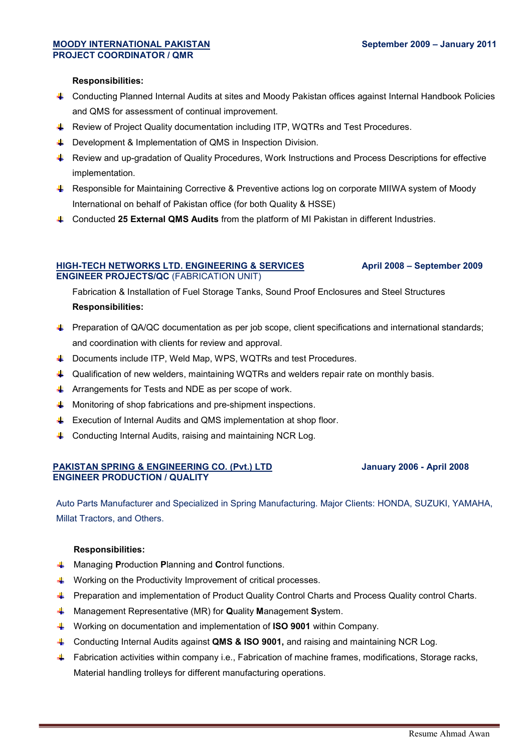**MOODY INTERNATIONAL PAKISTAN** **September 2009 – January 2011**
**PROJECT COORDINATOR / QMR**

**Responsibilities:**

- Conducting Planned Internal Audits at sites and Moody Pakistan offices against Internal Handbook Policies and QMS for assessment of continual improvement.
- Review of Project Quality documentation including ITP, WQTRs and Test Procedures.
- Development & Implementation of QMS in Inspection Division.
- Review and up-gradation of Quality Procedures, Work Instructions and Process Descriptions for effective implementation.
- Responsible for Maintaining Corrective & Preventive actions log on corporate MIIWA system of Moody International on behalf of Pakistan office (for both Quality & HSSE)
- Conducted **25 External QMS Audits** from the platform of MI Pakistan in different Industries.

**HIGH-TECH NETWORKS LTD. ENGINEERING & SERVICES** **April 2008 – September 2009**
**ENGINEER PROJECTS/QC** (FABRICATION UNIT)

Fabrication & Installation of Fuel Storage Tanks, Sound Proof Enclosures and Steel Structures

**Responsibilities:**

- Preparation of QA/QC documentation as per job scope, client specifications and international standards; and coordination with clients for review and approval.
- Documents include ITP, Weld Map, WPS, WQTRs and test Procedures.
- Qualification of new welders, maintaining WQTRs and welders repair rate on monthly basis.
- Arrangements for Tests and NDE as per scope of work.
- Monitoring of shop fabrications and pre-shipment inspections.
- Execution of Internal Audits and QMS implementation at shop floor.
- Conducting Internal Audits, raising and maintaining NCR Log.

**PAKISTAN SPRING & ENGINEERING CO. (Pvt.) LTD** **January 2006 - April 2008**
**ENGINEER PRODUCTION / QUALITY**

Auto Parts Manufacturer and Specialized in Spring Manufacturing. Major Clients: HONDA, SUZUKI, YAMAHA, Millat Tractors, and Others.

**Responsibilities:**

- Managing **P**roduction **P**lanning and **C**ontrol functions.
- Working on the Productivity Improvement of critical processes.
- Preparation and implementation of Product Quality Control Charts and Process Quality control Charts.
- Management Representative (MR) for **Q**uality **M**anagement **S**ystem.
- Working on documentation and implementation of **ISO 9001** within Company.
- Conducting Internal Audits against **QMS & ISO 9001,** and raising and maintaining NCR Log.
- Fabrication activities within company i.e., Fabrication of machine frames, modifications, Storage racks, Material handling trolleys for different manufacturing operations.